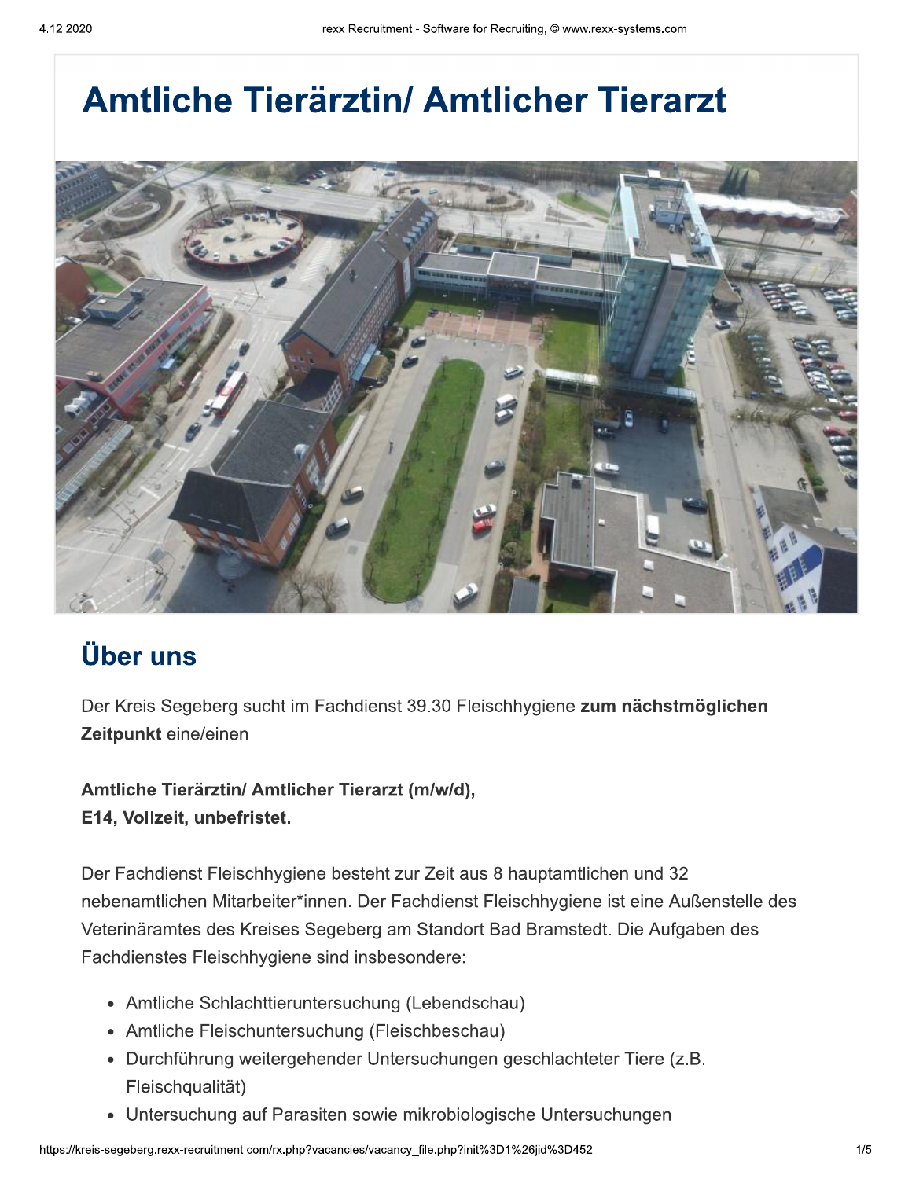# Amtliche Tierärztin/ Amtlicher Tierarzt

## Über uns

Der Kreis Segeberg sucht im Fachdienst 39.30 Fleischhygiene **zum nächstmöglichen Zeitpunkt** eine/einen

**Amtliche Tierärztin/ Amtlicher Tierarzt (m/w/d),**
**E14, Vollzeit, unbefristet.**

Der Fachdienst Fleischhygiene besteht zur Zeit aus 8 hauptamtlichen und 32 nebenamtlichen Mitarbeiter*innen. Der Fachdienst Fleischhygiene ist eine Außenstelle des Veterinäramtes des Kreises Segeberg am Standort Bad Bramstedt. Die Aufgaben des Fachdienstes Fleischhygiene sind insbesondere:

- Amtliche Schlachttieruntersuchung (Lebendschau)
- Amtliche Fleischuntersuchung (Fleischbeschau)
- Durchführung weitergehender Untersuchungen geschlachteter Tiere (z.B. Fleischqualität)
- Untersuchung auf Parasiten sowie mikrobiologische Untersuchungen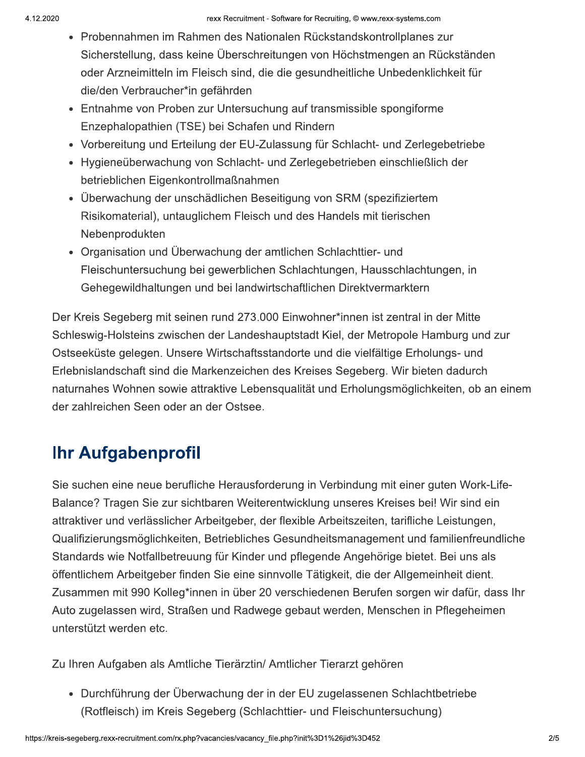- Probennahmen im Rahmen des Nationalen Rückstandskontrollplanes zur Sicherstellung, dass keine Überschreitungen von Höchstmengen an Rückständen oder Arzneimitteln im Fleisch sind, die die gesundheitliche Unbedenklichkeit für die/den Verbraucher*in gefährden
- Entnahme von Proben zur Untersuchung auf transmissible spongiforme Enzephalopathien (TSE) bei Schafen und Rindern
- Vorbereitung und Erteilung der EU-Zulassung für Schlacht- und Zerlegebetriebe
- Hygieneüberwachung von Schlacht- und Zerlegebetrieben einschließlich der betrieblichen Eigenkontrollmaßnahmen
- Überwachung der unschädlichen Beseitigung von SRM (spezifiziertem Risikomaterial), untauglichem Fleisch und des Handels mit tierischen Nebenprodukten
- Organisation und Überwachung der amtlichen Schlachttier- und Fleischuntersuchung bei gewerblichen Schlachtungen, Hausschlachtungen, in Gehegewildhaltungen und bei landwirtschaftlichen Direktvermarktern

Der Kreis Segeberg mit seinen rund 273.000 Einwohner*innen ist zentral in der Mitte Schleswig-Holsteins zwischen der Landeshauptstadt Kiel, der Metropole Hamburg und zur Ostseeküste gelegen. Unsere Wirtschaftsstandorte und die vielfältige Erholungs- und Erlebnislandschaft sind die Markenzeichen des Kreises Segeberg. Wir bieten dadurch naturnahes Wohnen sowie attraktive Lebensqualität und Erholungsmöglichkeiten, ob an einem der zahlreichen Seen oder an der Ostsee.

## Ihr Aufgabenprofil

Sie suchen eine neue berufliche Herausforderung in Verbindung mit einer guten Work-Life-Balance? Tragen Sie zur sichtbaren Weiterentwicklung unseres Kreises bei! Wir sind ein attraktiver und verlässlicher Arbeitgeber, der flexible Arbeitszeiten, tarifliche Leistungen, Qualifizierungsmöglichkeiten, Betriebliches Gesundheitsmanagement und familienfreundliche Standards wie Notfallbetreuung für Kinder und pflegende Angehörige bietet. Bei uns als öffentlichem Arbeitgeber finden Sie eine sinnvolle Tätigkeit, die der Allgemeinheit dient. Zusammen mit 990 Kolleg*innen in über 20 verschiedenen Berufen sorgen wir dafür, dass Ihr Auto zugelassen wird, Straßen und Radwege gebaut werden, Menschen in Pflegeheimen unterstützt werden etc.

Zu Ihren Aufgaben als Amtliche Tierärztin/ Amtlicher Tierarzt gehören

- Durchführung der Überwachung der in der EU zugelassenen Schlachtbetriebe (Rotfleisch) im Kreis Segeberg (Schlachttier- und Fleischuntersuchung)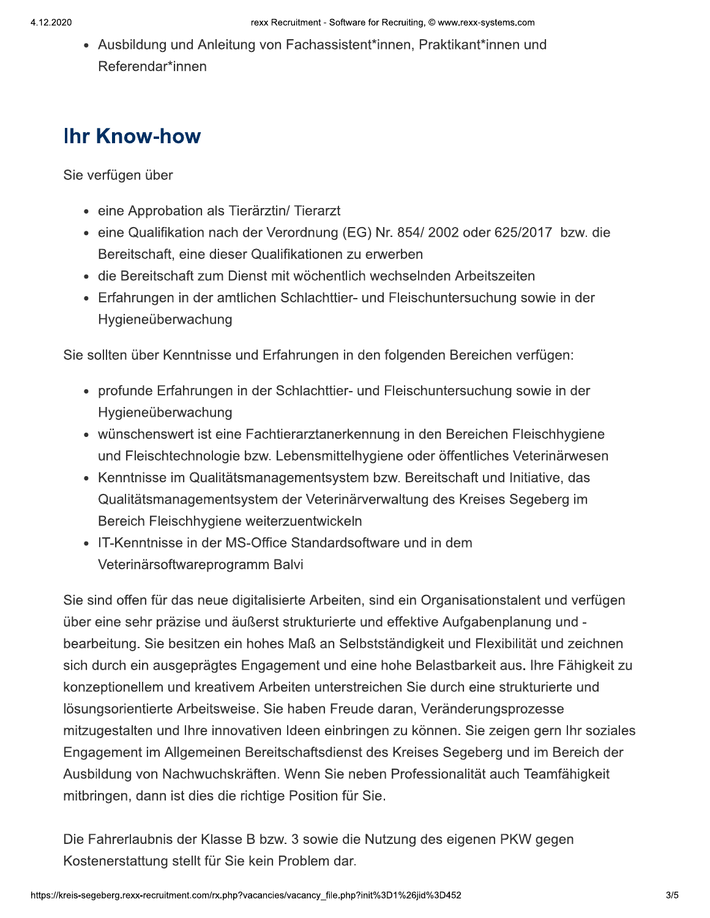- Ausbildung und Anleitung von Fachassistent*innen, Praktikant*innen und Referendar*innen

## Ihr Know-how

Sie verfügen über

- eine Approbation als Tierärztin/ Tierarzt
- eine Qualifikation nach der Verordnung (EG) Nr. 854/ 2002 oder 625/2017 bzw. die Bereitschaft, eine dieser Qualifikationen zu erwerben
- die Bereitschaft zum Dienst mit wöchentlich wechselnden Arbeitszeiten
- Erfahrungen in der amtlichen Schlachttier- und Fleischuntersuchung sowie in der Hygieneüberwachung

Sie sollten über Kenntnisse und Erfahrungen in den folgenden Bereichen verfügen:

- profunde Erfahrungen in der Schlachttier- und Fleischuntersuchung sowie in der Hygieneüberwachung
- wünschenswert ist eine Fachtierarztanerkennung in den Bereichen Fleischhygiene und Fleischtechnologie bzw. Lebensmittelhygiene oder öffentliches Veterinärwesen
- Kenntnisse im Qualitätsmanagementsystem bzw. Bereitschaft und Initiative, das Qualitätsmanagementsystem der Veterinärverwaltung des Kreises Segeberg im Bereich Fleischhygiene weiterzuentwickeln
- IT-Kenntnisse in der MS-Office Standardsoftware und in dem Veterinärsoftwareprogramm Balvi

Sie sind offen für das neue digitalisierte Arbeiten, sind ein Organisationstalent und verfügen über eine sehr präzise und äußerst strukturierte und effektive Aufgabenplanung und -bearbeitung. Sie besitzen ein hohes Maß an Selbstständigkeit und Flexibilität und zeichnen sich durch ein ausgeprägtes Engagement und eine hohe Belastbarkeit aus. Ihre Fähigkeit zu konzeptionellem und kreativem Arbeiten unterstreichen Sie durch eine strukturierte und lösungsorientierte Arbeitsweise. Sie haben Freude daran, Veränderungsprozesse mitzugestalten und Ihre innovativen Ideen einbringen zu können. Sie zeigen gern Ihr soziales Engagement im Allgemeinen Bereitschaftsdienst des Kreises Segeberg und im Bereich der Ausbildung von Nachwuchskräften. Wenn Sie neben Professionalität auch Teamfähigkeit mitbringen, dann ist dies die richtige Position für Sie.

Die Fahrerlaubnis der Klasse B bzw. 3 sowie die Nutzung des eigenen PKW gegen Kostenerstattung stellt für Sie kein Problem dar.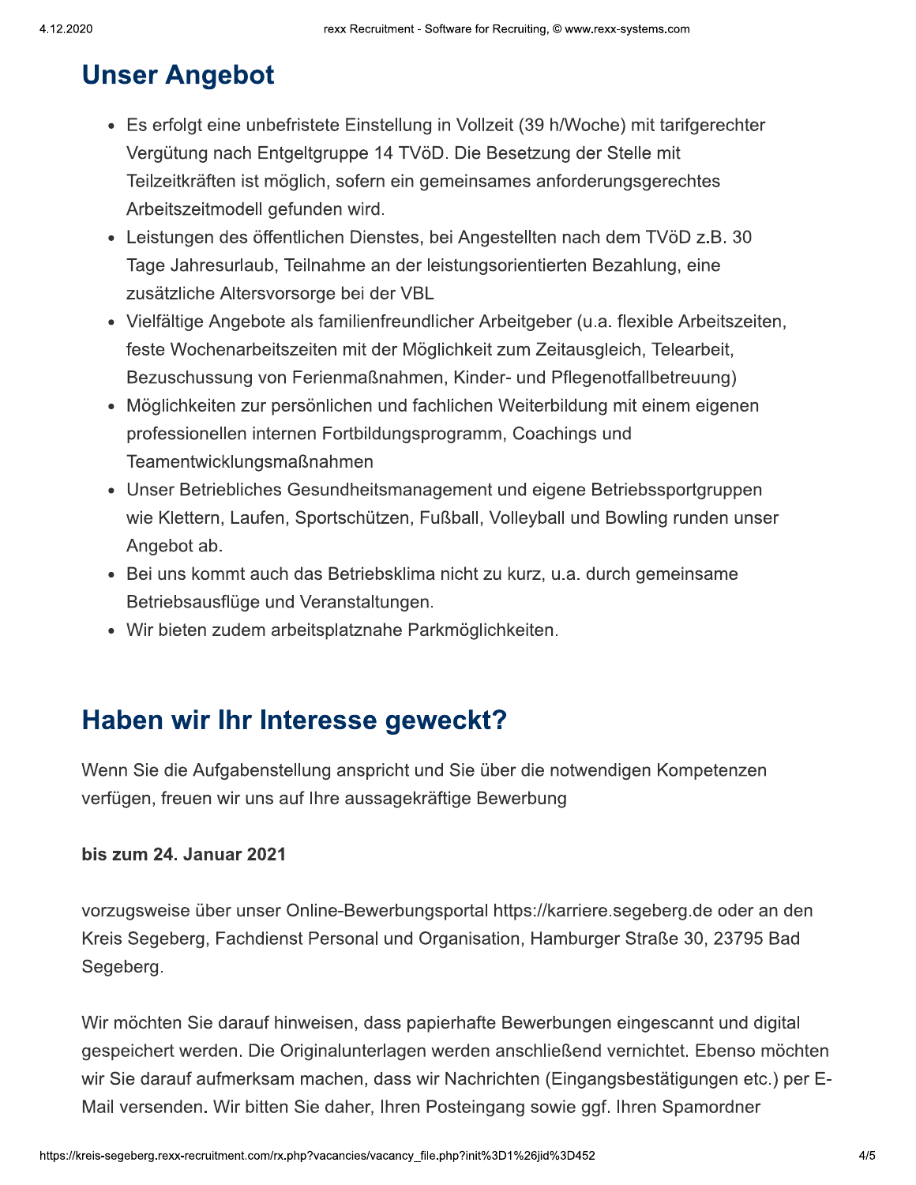## Unser Angebot

- Es erfolgt eine unbefristete Einstellung in Vollzeit (39 h/Woche) mit tarifgerechter Vergütung nach Entgeltgruppe 14 TVöD. Die Besetzung der Stelle mit Teilzeitkräften ist möglich, sofern ein gemeinsames anforderungsgerechtes Arbeitszeitmodell gefunden wird.
- Leistungen des öffentlichen Dienstes, bei Angestellten nach dem TVöD z.B. 30 Tage Jahresurlaub, Teilnahme an der leistungsorientierten Bezahlung, eine zusätzliche Altersvorsorge bei der VBL
- Vielfältige Angebote als familienfreundlicher Arbeitgeber (u.a. flexible Arbeitszeiten, feste Wochenarbeitszeiten mit der Möglichkeit zum Zeitausgleich, Telearbeit, Bezuschussung von Ferienmaßnahmen, Kinder- und Pflegenotfallbetreuung)
- Möglichkeiten zur persönlichen und fachlichen Weiterbildung mit einem eigenen professionellen internen Fortbildungsprogramm, Coachings und Teamentwicklungsmaßnahmen
- Unser Betriebliches Gesundheitsmanagement und eigene Betriebssportgruppen wie Klettern, Laufen, Sportschützen, Fußball, Volleyball und Bowling runden unser Angebot ab.
- Bei uns kommt auch das Betriebsklima nicht zu kurz, u.a. durch gemeinsame Betriebsausflüge und Veranstaltungen.
- Wir bieten zudem arbeitsplatznahe Parkmöglichkeiten.

## Haben wir Ihr Interesse geweckt?

Wenn Sie die Aufgabenstellung anspricht und Sie über die notwendigen Kompetenzen verfügen, freuen wir uns auf Ihre aussagekräftige Bewerbung

**bis zum 24. Januar 2021**

vorzugsweise über unser Online-Bewerbungsportal https://karriere.segeberg.de oder an den Kreis Segeberg, Fachdienst Personal und Organisation, Hamburger Straße 30, 23795 Bad Segeberg.

Wir möchten Sie darauf hinweisen, dass papierhafte Bewerbungen eingescannt und digital gespeichert werden. Die Originalunterlagen werden anschließend vernichtet. Ebenso möchten wir Sie darauf aufmerksam machen, dass wir Nachrichten (Eingangsbestätigungen etc.) per E-Mail versenden. Wir bitten Sie daher, Ihren Posteingang sowie ggf. Ihren Spamordner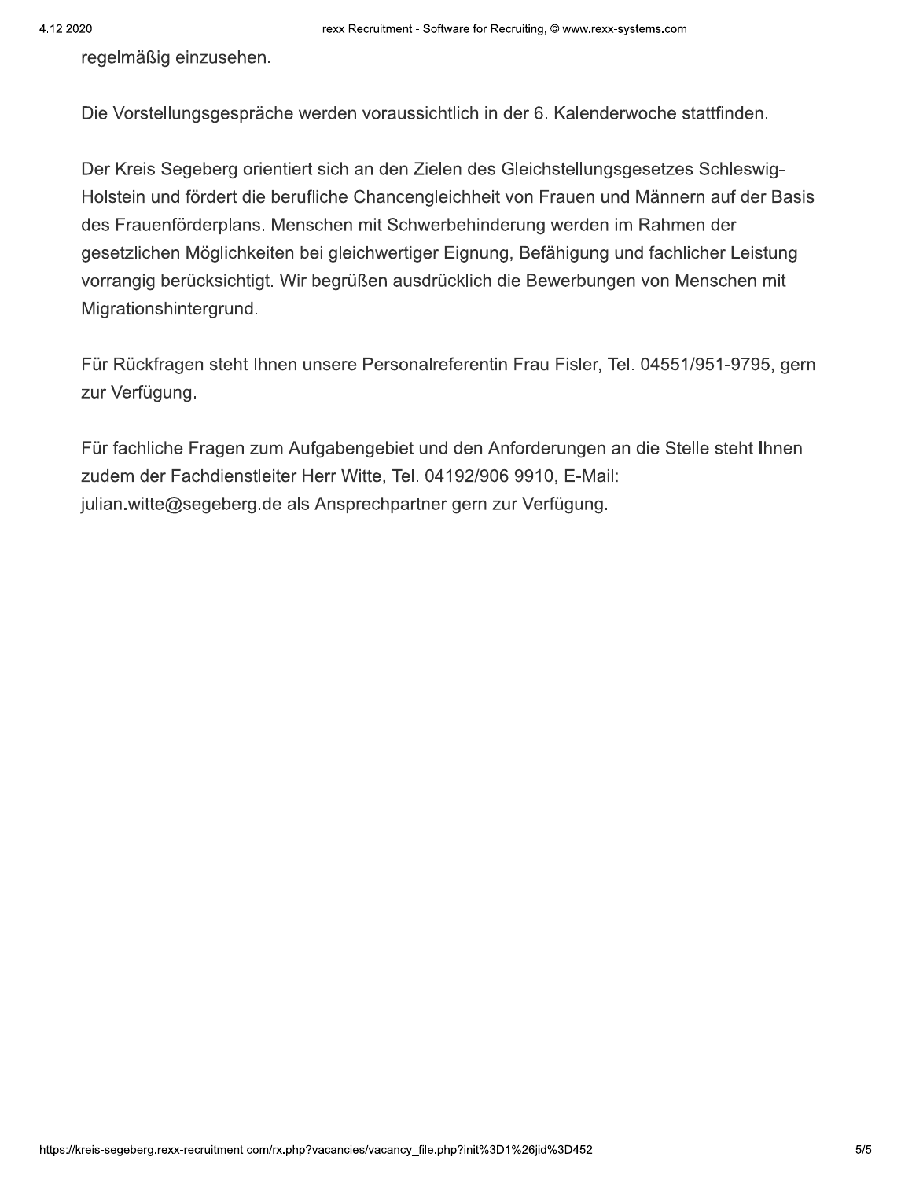regelmäßig einzusehen.

Die Vorstellungsgespräche werden voraussichtlich in der 6. Kalenderwoche stattfinden.

Der Kreis Segeberg orientiert sich an den Zielen des Gleichstellungsgesetzes Schleswig-Holstein und fördert die berufliche Chancengleichheit von Frauen und Männern auf der Basis des Frauenförderplans. Menschen mit Schwerbehinderung werden im Rahmen der gesetzlichen Möglichkeiten bei gleichwertiger Eignung, Befähigung und fachlicher Leistung vorrangig berücksichtigt. Wir begrüßen ausdrücklich die Bewerbungen von Menschen mit Migrationshintergrund.

Für Rückfragen steht Ihnen unsere Personalreferentin Frau Fisler, Tel. 04551/951-9795, gern zur Verfügung.

Für fachliche Fragen zum Aufgabengebiet und den Anforderungen an die Stelle steht Ihnen zudem der Fachdienstleiter Herr Witte, Tel. 04192/906 9910, E-Mail: julian.witte@segeberg.de als Ansprechpartner gern zur Verfügung.